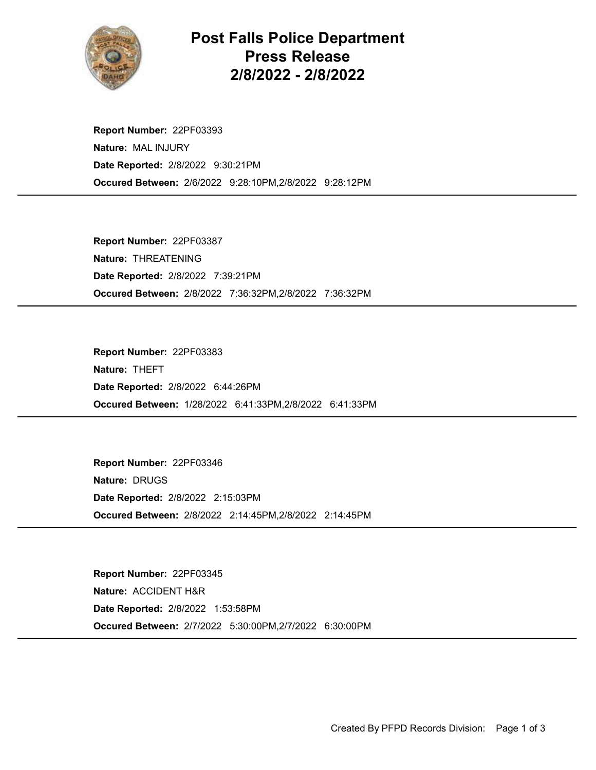# Post Falls Police Department Press Release 2/8/2022 - 2/8/2022

**Report Number:** 22PF03393
**Nature:** MAL INJURY
**Date Reported:** 2/8/2022 9:30:21PM
**Occured Between:** 2/6/2022 9:28:10PM,2/8/2022 9:28:12PM

---

**Report Number:** 22PF03387
**Nature:** THREATENING
**Date Reported:** 2/8/2022 7:39:21PM
**Occured Between:** 2/8/2022 7:36:32PM,2/8/2022 7:36:32PM

---

**Report Number:** 22PF03383
**Nature:** THEFT
**Date Reported:** 2/8/2022 6:44:26PM
**Occured Between:** 1/28/2022 6:41:33PM,2/8/2022 6:41:33PM

---

**Report Number:** 22PF03346
**Nature:** DRUGS
**Date Reported:** 2/8/2022 2:15:03PM
**Occured Between:** 2/8/2022 2:14:45PM,2/8/2022 2:14:45PM

---

**Report Number:** 22PF03345
**Nature:** ACCIDENT H&R
**Date Reported:** 2/8/2022 1:53:58PM
**Occured Between:** 2/7/2022 5:30:00PM,2/7/2022 6:30:00PM

---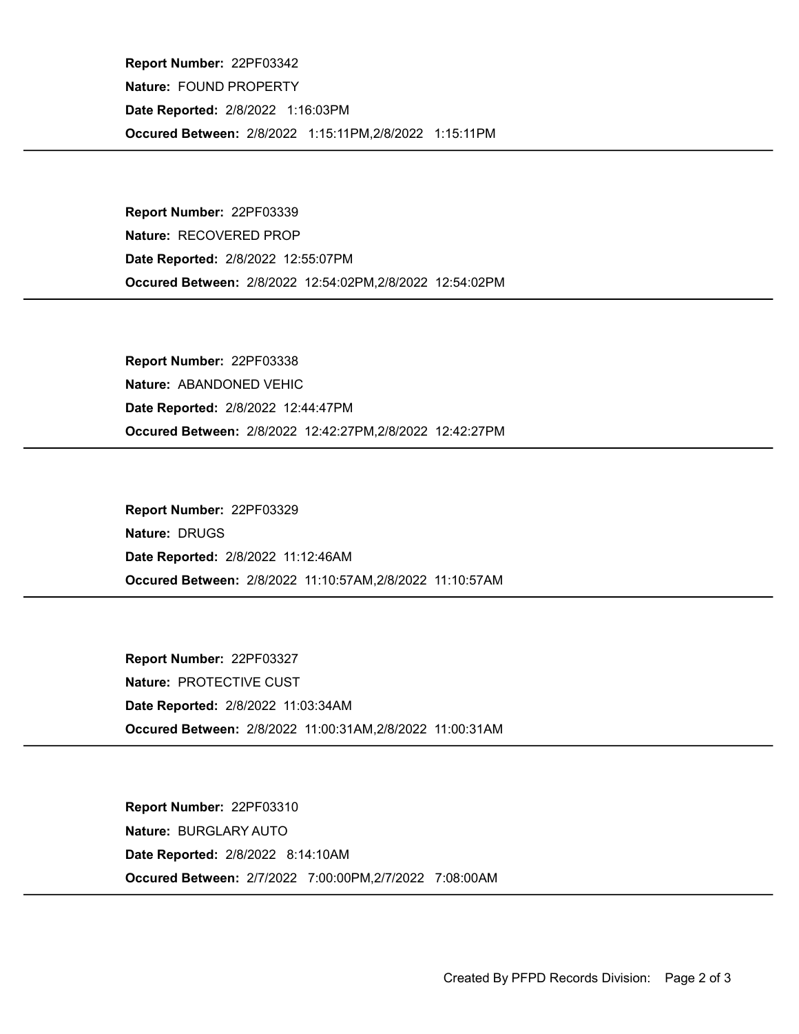**Report Number:** 22PF03342
**Nature:** FOUND PROPERTY
**Date Reported:** 2/8/2022 1:16:03PM
**Occured Between:** 2/8/2022 1:15:11PM,2/8/2022 1:15:11PM

---

**Report Number:** 22PF03339
**Nature:** RECOVERED PROP
**Date Reported:** 2/8/2022 12:55:07PM
**Occured Between:** 2/8/2022 12:54:02PM,2/8/2022 12:54:02PM

---

**Report Number:** 22PF03338
**Nature:** ABANDONED VEHIC
**Date Reported:** 2/8/2022 12:44:47PM
**Occured Between:** 2/8/2022 12:42:27PM,2/8/2022 12:42:27PM

---

**Report Number:** 22PF03329
**Nature:** DRUGS
**Date Reported:** 2/8/2022 11:12:46AM
**Occured Between:** 2/8/2022 11:10:57AM,2/8/2022 11:10:57AM

---

**Report Number:** 22PF03327
**Nature:** PROTECTIVE CUST
**Date Reported:** 2/8/2022 11:03:34AM
**Occured Between:** 2/8/2022 11:00:31AM,2/8/2022 11:00:31AM

---

**Report Number:** 22PF03310
**Nature:** BURGLARY AUTO
**Date Reported:** 2/8/2022 8:14:10AM
**Occured Between:** 2/7/2022 7:00:00PM,2/7/2022 7:08:00AM

---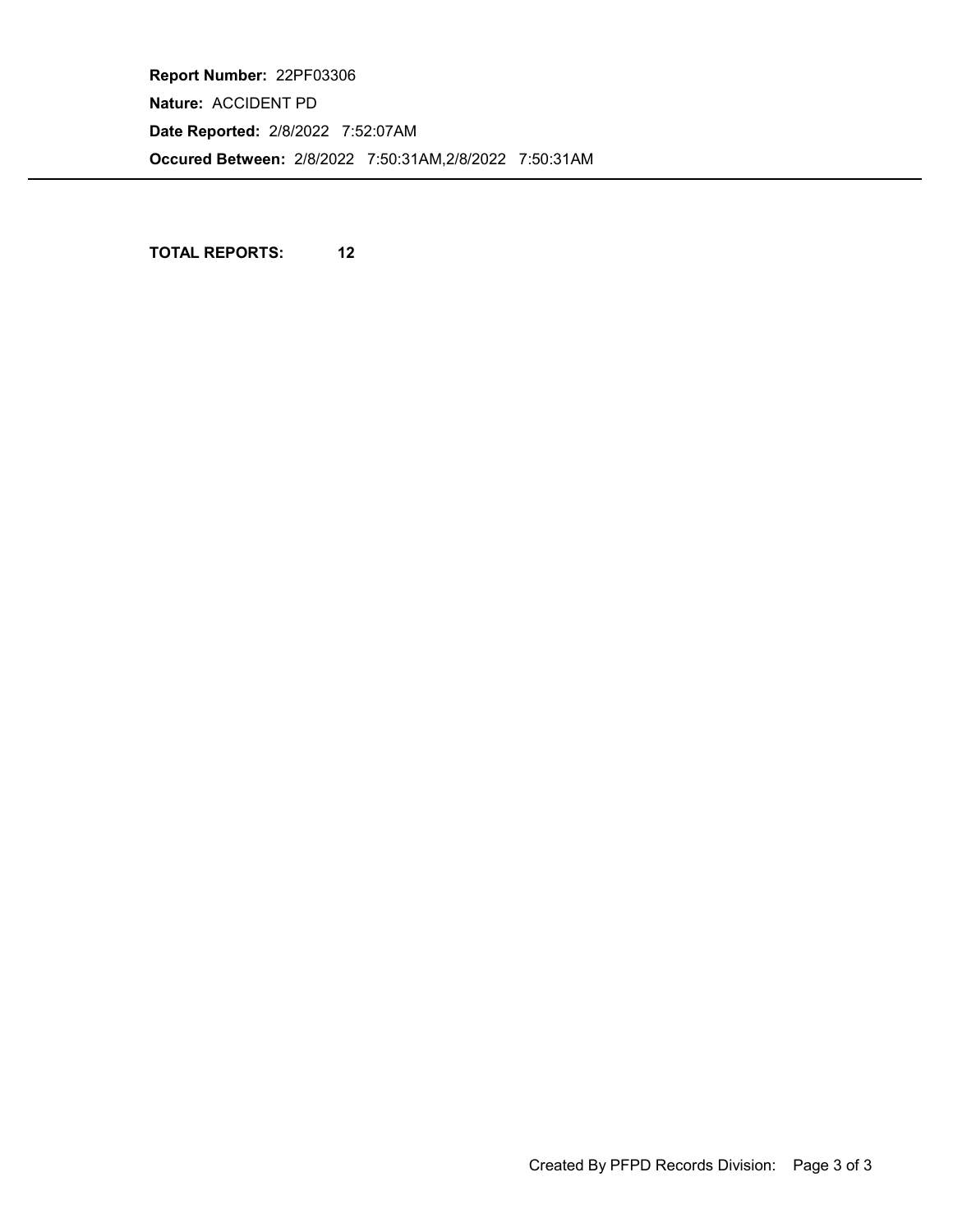**Report Number:** 22PF03306

**Nature:** ACCIDENT PD

**Date Reported:** 2/8/2022 7:52:07AM

**Occured Between:** 2/8/2022 7:50:31AM,2/8/2022 7:50:31AM

---

**TOTAL REPORTS: 12**